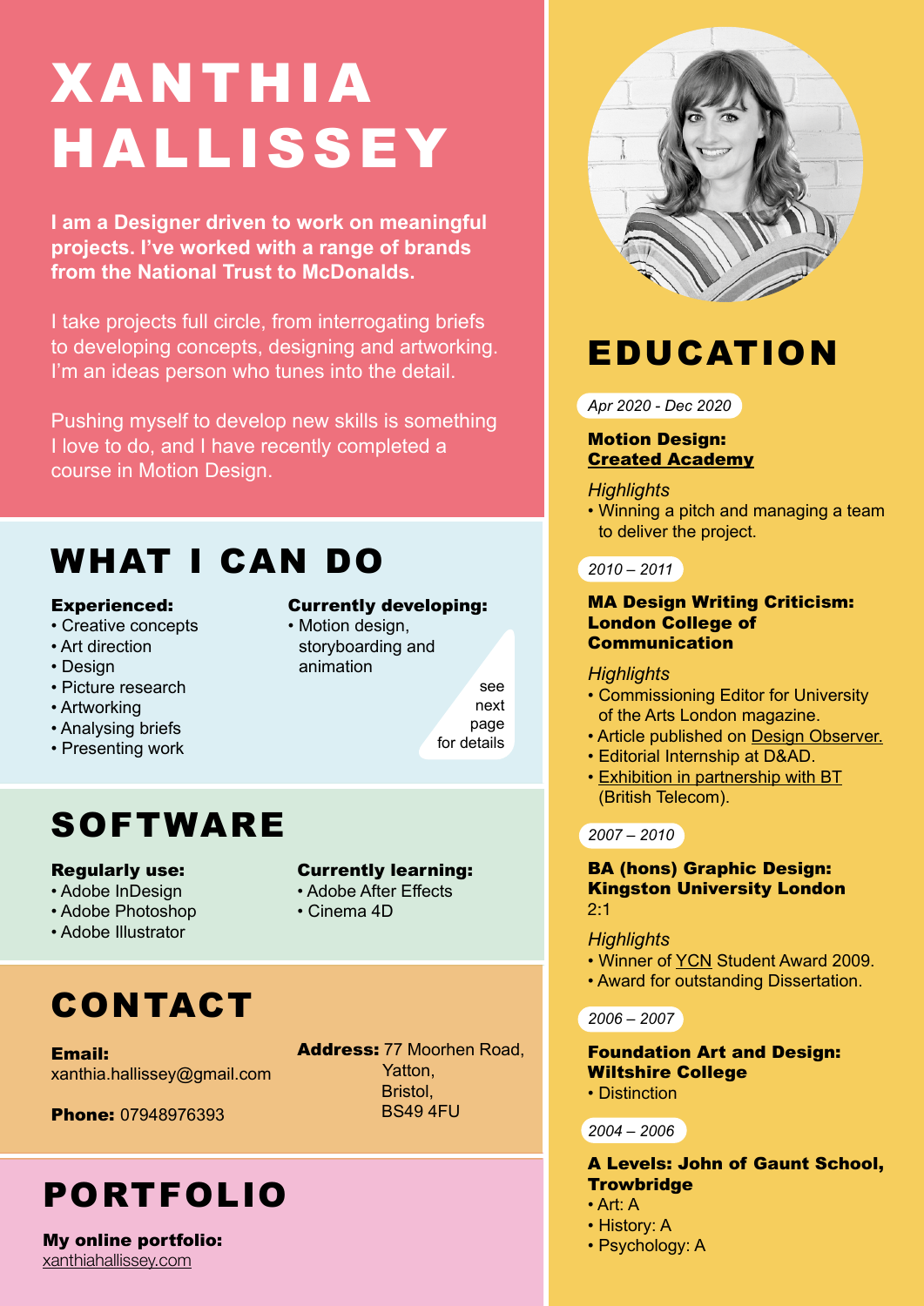# XANTHIA HALLISSEY

**I am a Designer driven to work on meaningful projects. I've worked with a range of brands from the National Trust to McDonalds.**

I take projects full circle, from interrogating briefs to developing concepts, designing and artworking. I'm an ideas person who tunes into the detail.

Pushing myself to develop new skills is something I love to do, and I have recently completed a course in Motion Design.

## WHAT I CAN DO

**Experienced:**
- Creative concepts
- Art direction
- Design
- Picture research
- Artworking
- Analysing briefs
- Presenting work

**Currently developing:**
- Motion design, storyboarding and animation

see next page for details

## SOFTWARE

**Regularly use:**
- Adobe InDesign
- Adobe Photoshop
- Adobe Illustrator

**Currently learning:**
- Adobe After Effects
- Cinema 4D

## CONTACT

**Email:** xanthia.hallissey@gmail.com

**Phone:** 07948976393

**Address:** 77 Moorhen Road,
Yatton,
Bristol,
BS49 4FU

## PORTFOLIO

**My online portfolio:**
xanthiahallissey.com

## EDUCATION

*Apr 2020 - Dec 2020*

**Motion Design:**
**Created Academy**

*Highlights*
- Winning a pitch and managing a team to deliver the project.

*2010 – 2011*

**MA Design Writing Criticism: London College of Communication**

*Highlights*
- Commissioning Editor for University of the Arts London magazine.
- Article published on Design Observer.
- Editorial Internship at D&AD.
- Exhibition in partnership with BT (British Telecom).

*2007 – 2010*

**BA (hons) Graphic Design: Kingston University London**
2:1

*Highlights*
- Winner of YCN Student Award 2009.
- Award for outstanding Dissertation.

*2006 – 2007*

**Foundation Art and Design: Wiltshire College**
- Distinction

*2004 – 2006*

**A Levels: John of Gaunt School, Trowbridge**
- Art: A
- History: A
- Psychology: A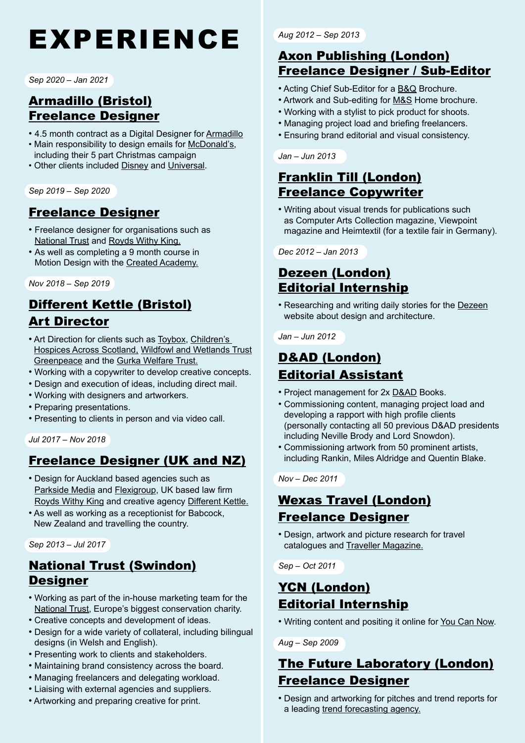# EXPERIENCE

*Sep 2020 – Jan 2021*

## Armadillo (Bristol)
## Freelance Designer

- 4.5 month contract as a Digital Designer for Armadillo
- Main responsibility to design emails for McDonald's, including their 5 part Christmas campaign
- Other clients included Disney and Universal.

*Sep 2019 – Sep 2020*

## Freelance Designer

- Freelance designer for organisations such as National Trust and Royds Withy King.
- As well as completing a 9 month course in Motion Design with the Created Academy.

*Nov 2018 – Sep 2019*

## Different Kettle (Bristol)
## Art Director

- Art Direction for clients such as Toybox, Children's Hospices Across Scotland, Wildfowl and Wetlands Trust Greenpeace and the Gurka Welfare Trust.
- Working with a copywriter to develop creative concepts.
- Design and execution of ideas, including direct mail.
- Working with designers and artworkers.
- Preparing presentations.
- Presenting to clients in person and via video call.

*Jul 2017 – Nov 2018*

## Freelance Designer (UK and NZ)

- Design for Auckland based agencies such as Parkside Media and Flexigroup, UK based law firm Royds Withy King and creative agency Different Kettle.
- As well as working as a receptionist for Babcock, New Zealand and travelling the country.

*Sep 2013 – Jul 2017*

## National Trust (Swindon)
## Designer

- Working as part of the in-house marketing team for the National Trust, Europe's biggest conservation charity.
- Creative concepts and development of ideas.
- Design for a wide variety of collateral, including bilingual designs (in Welsh and English).
- Presenting work to clients and stakeholders.
- Maintaining brand consistency across the board.
- Managing freelancers and delegating workload.
- Liaising with external agencies and suppliers.
- Artworking and preparing creative for print.

*Aug 2012 – Sep 2013*

## Axon Publishing (London)
## Freelance Designer / Sub-Editor

- Acting Chief Sub-Editor for a B&Q Brochure.
- Artwork and Sub-editing for M&S Home brochure.
- Working with a stylist to pick product for shoots.
- Managing project load and briefing freelancers.
- Ensuring brand editorial and visual consistency.

*Jan – Jun 2013*

## Franklin Till (London)
## Freelance Copywriter

- Writing about visual trends for publications such as Computer Arts Collection magazine, Viewpoint magazine and Heimtextil (for a textile fair in Germany).

*Dec 2012 – Jan 2013*

## Dezeen (London)
## Editorial Internship

- Researching and writing daily stories for the Dezeen website about design and architecture.

*Jan – Jun 2012*

## D&AD (London)
## Editorial Assistant

- Project management for 2x D&AD Books.
- Commissioning content, managing project load and developing a rapport with high profile clients (personally contacting all 50 previous D&AD presidents including Neville Brody and Lord Snowdon).
- Commissioning artwork from 50 prominent artists, including Rankin, Miles Aldridge and Quentin Blake.

*Nov – Dec 2011*

## Wexas Travel (London)
## Freelance Designer

- Design, artwork and picture research for travel catalogues and Traveller Magazine.

*Sep – Oct 2011*

## YCN (London)
## Editorial Internship

- Writing content and positing it online for You Can Now.

*Aug – Sep 2009*

## The Future Laboratory (London)
## Freelance Designer

- Design and artworking for pitches and trend reports for a leading trend forecasting agency.